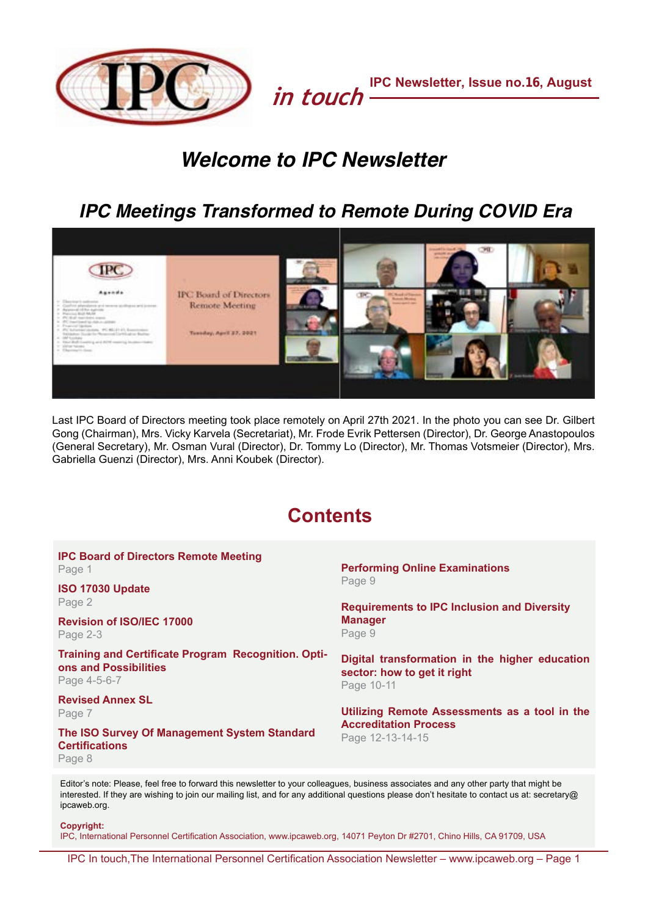in touch

IPC Newsletter, Issue no.16, August

# *Welcome to IPC Newsletter*

## *IPC Meetings Transformed to Remote During COVID Era*

Last IPC Board of Directors meeting took place remotely on April 27th 2021. In the photo you can see Dr. Gilbert Gong (Chairman), Mrs. Vicky Karvela (Secretariat), Mr. Frode Evrik Pettersen (Director), Dr. George Anastopoulos (General Secretary), Mr. Osman Vural (Director), Dr. Tommy Lo (Director), Mr. Thomas Votsmeier (Director), Mrs. Gabriella Guenzi (Director), Mrs. Anni Koubek (Director).

## Contents

**IPC Board of Directors Remote Meeting**
Page 1

**ISO 17030 Update**
Page 2

**Revision of ISO/IEC 17000**
Page 2-3

**Training and Certificate Program Recognition. Options and Possibilities**
Page 4-5-6-7

**Revised Annex SL**
Page 7

**The ISO Survey Of Management System Standard Certifications**
Page 8

**Performing Online Examinations**
Page 9

**Requirements to IPC Inclusion and Diversity Manager**
Page 9

**Digital transformation in the higher education sector: how to get it right**
Page 10-11

**Utilizing Remote Assessments as a tool in the Accreditation Process**
Page 12-13-14-15

Editor's note: Please, feel free to forward this newsletter to your colleagues, business associates and any other party that might be interested. If they are wishing to join our mailing list, and for any additional questions please don't hesitate to contact us at: secretary@ipcaweb.org.

**Copyright:**
IPC, International Personnel Certification Association, www.ipcaweb.org, 14071 Peyton Dr #2701, Chino Hills, CA 91709, USA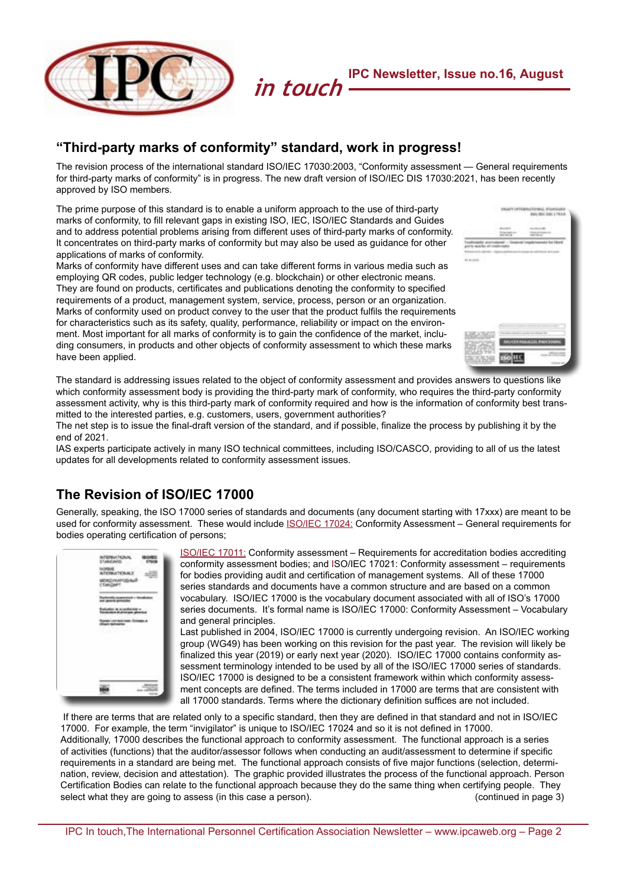## “Third-party marks of conformity” standard, work in progress!

The revision process of the international standard ISO/IEC 17030:2003, “Conformity assessment — General requirements for third-party marks of conformity” is in progress. The new draft version of ISO/IEC DIS 17030:2021, has been recently approved by ISO members.

The prime purpose of this standard is to enable a uniform approach to the use of third-party marks of conformity, to fill relevant gaps in existing ISO, IEC, ISO/IEC Standards and Guides and to address potential problems arising from different uses of third-party marks of conformity. It concentrates on third-party marks of conformity but may also be used as guidance for other applications of marks of conformity.
Marks of conformity have different uses and can take different forms in various media such as employing QR codes, public ledger technology (e.g. blockchain) or other electronic means. They are found on products, certificates and publications denoting the conformity to specified requirements of a product, management system, service, process, person or an organization. Marks of conformity used on product convey to the user that the product fulfils the requirements for characteristics such as its safety, quality, performance, reliability or impact on the environment. Most important for all marks of conformity is to gain the confidence of the market, including consumers, in products and other objects of conformity assessment to which these marks have been applied.

The standard is addressing issues related to the object of conformity assessment and provides answers to questions like which conformity assessment body is providing the third-party mark of conformity, who requires the third-party conformity assessment activity, why is this third-party mark of conformity required and how is the information of conformity best transmitted to the interested parties, e.g. customers, users, government authorities?
The net step is to issue the final-draft version of the standard, and if possible, finalize the process by publishing it by the end of 2021.
IAS experts participate actively in many ISO technical committees, including ISO/CASCO, providing to all of us the latest updates for all developments related to conformity assessment issues.

## The Revision of ISO/IEC 17000

Generally, speaking, the ISO 17000 series of standards and documents (any document starting with 17xxx) are meant to be used for conformity assessment. These would include ISO/IEC 17024: Conformity Assessment – General requirements for bodies operating certification of persons;

ISO/IEC 17011: Conformity assessment – Requirements for accreditation bodies accrediting conformity assessment bodies; and ISO/IEC 17021: Conformity assessment – requirements for bodies providing audit and certification of management systems. All of these 17000 series standards and documents have a common structure and are based on a common vocabulary. ISO/IEC 17000 is the vocabulary document associated with all of ISO’s 17000 series documents. It’s formal name is ISO/IEC 17000: Conformity Assessment – Vocabulary and general principles.
Last published in 2004, ISO/IEC 17000 is currently undergoing revision. An ISO/IEC working group (WG49) has been working on this revision for the past year. The revision will likely be finalized this year (2019) or early next year (2020). ISO/IEC 17000 contains conformity assessment terminology intended to be used by all of the ISO/IEC 17000 series of standards. ISO/IEC 17000 is designed to be a consistent framework within which conformity assessment concepts are defined. The terms included in 17000 are terms that are consistent with all 17000 standards. Terms where the dictionary definition suffices are not included.

If there are terms that are related only to a specific standard, then they are defined in that standard and not in ISO/IEC 17000. For example, the term “invigilator” is unique to ISO/IEC 17024 and so it is not defined in 17000.
Additionally, 17000 describes the functional approach to conformity assessment. The functional approach is a series of activities (functions) that the auditor/assessor follows when conducting an audit/assessment to determine if specific requirements in a standard are being met. The functional approach consists of five major functions (selection, determination, review, decision and attestation). The graphic provided illustrates the process of the functional approach. Person Certification Bodies can relate to the functional approach because they do the same thing when certifying people. They select what they are going to assess (in this case a person). (continued in page 3)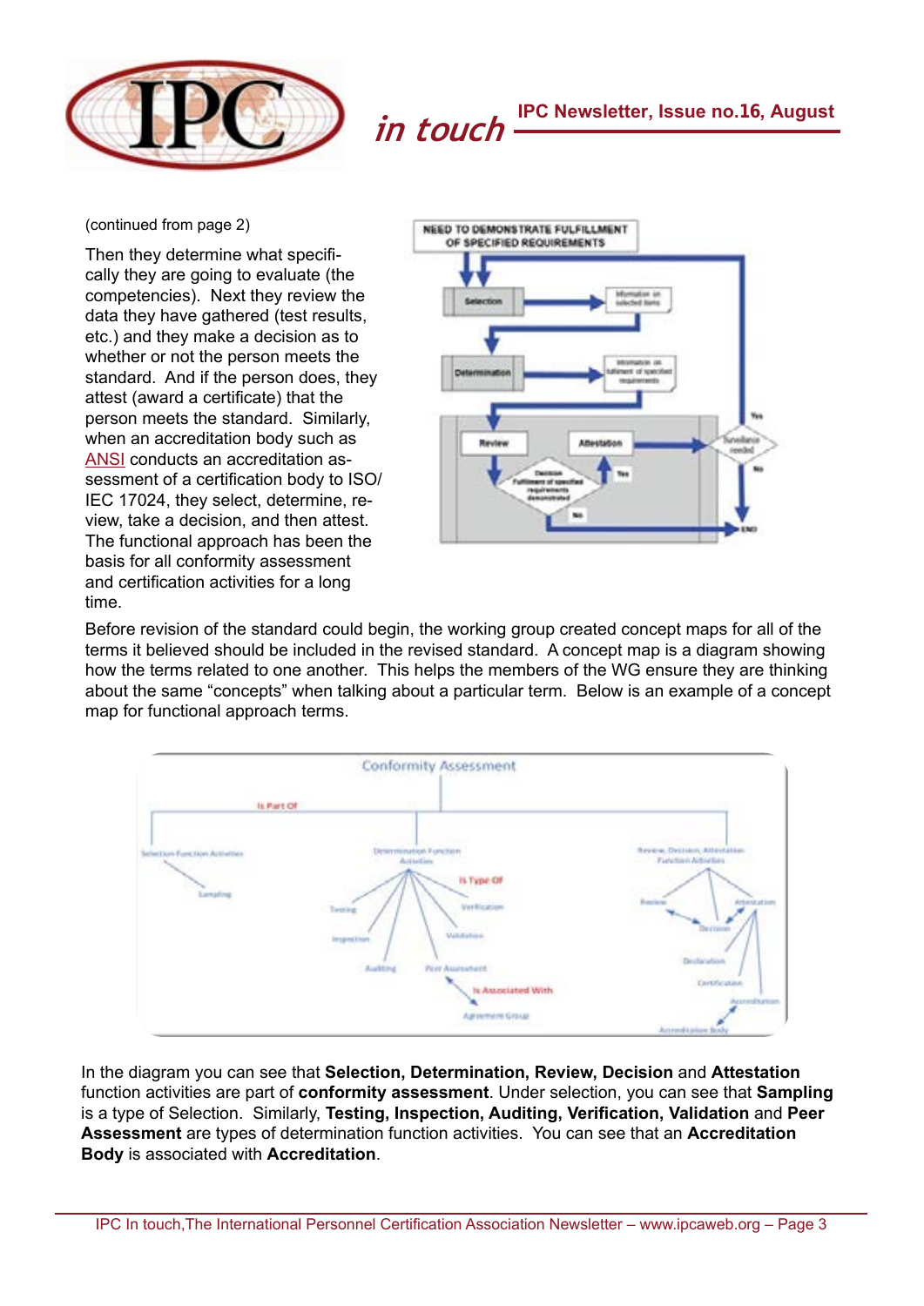(continued from page 2)

Then they determine what specifically they are going to evaluate (the competencies). Next they review the data they have gathered (test results, etc.) and they make a decision as to whether or not the person meets the standard. And if the person does, they attest (award a certificate) that the person meets the standard. Similarly, when an accreditation body such as ANSI conducts an accreditation assessment of a certification body to ISO/IEC 17024, they select, determine, review, take a decision, and then attest. The functional approach has been the basis for all conformity assessment and certification activities for a long time.

Before revision of the standard could begin, the working group created concept maps for all of the terms it believed should be included in the revised standard. A concept map is a diagram showing how the terms related to one another. This helps the members of the WG ensure they are thinking about the same "concepts" when talking about a particular term. Below is an example of a concept map for functional approach terms.

In the diagram you can see that **Selection, Determination, Review, Decision** and **Attestation** function activities are part of **conformity assessment**. Under selection, you can see that **Sampling** is a type of Selection. Similarly, **Testing, Inspection, Auditing, Verification, Validation** and **Peer Assessment** are types of determination function activities. You can see that an **Accreditation Body** is associated with **Accreditation**.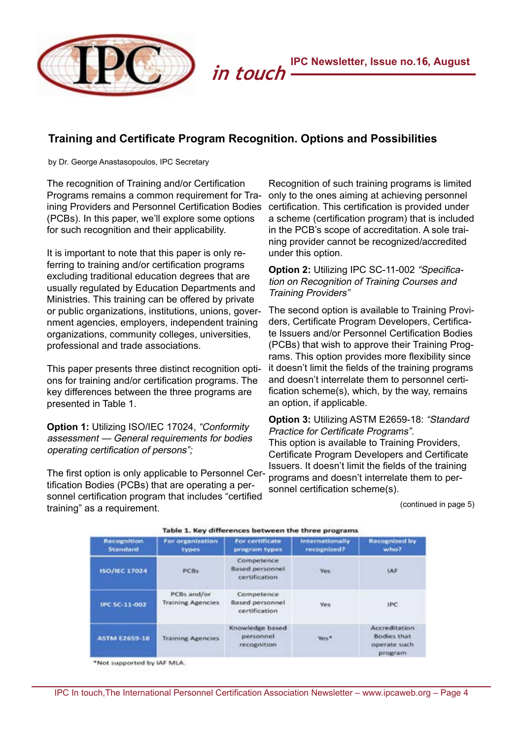## Training and Certificate Program Recognition. Options and Possibilities

by Dr. George Anastasopoulos, IPC Secretary

The recognition of Training and/or Certification Programs remains a common requirement for Training Providers and Personnel Certification Bodies (PCBs). In this paper, we'll explore some options for such recognition and their applicability.

It is important to note that this paper is only referring to training and/or certification programs excluding traditional education degrees that are usually regulated by Education Departments and Ministries. This training can be offered by private or public organizations, institutions, unions, government agencies, employers, independent training organizations, community colleges, universities, professional and trade associations.

This paper presents three distinct recognition options for training and/or certification programs. The key differences between the three programs are presented in Table 1.

**Option 1:** Utilizing ISO/IEC 17024, *"Conformity assessment — General requirements for bodies operating certification of persons";*

The first option is only applicable to Personnel Certification Bodies (PCBs) that are operating a personnel certification program that includes "certified training" as a requirement.

Recognition of such training programs is limited only to the ones aiming at achieving personnel certification. This certification is provided under a scheme (certification program) that is included in the PCB's scope of accreditation. A sole training provider cannot be recognized/accredited under this option.

**Option 2:** Utilizing IPC SC-11-002 *"Specification on Recognition of Training Courses and Training Providers"*

The second option is available to Training Providers, Certificate Program Developers, Certificate Issuers and/or Personnel Certification Bodies (PCBs) that wish to approve their Training Programs. This option provides more flexibility since it doesn't limit the fields of the training programs and doesn't interrelate them to personnel certification scheme(s), which, by the way, remains an option, if applicable.

**Option 3:** Utilizing ASTM E2659-18: *"Standard Practice for Certificate Programs"*.
This option is available to Training Providers, Certificate Program Developers and Certificate Issuers. It doesn't limit the fields of the training programs and doesn't interrelate them to personnel certification scheme(s).

(continued in page 5)

**Table 1. Key differences between the three programs**

| Recognition Standard | For organization types | For certificate program types | Internationally recognized? | Recognized by who? |
|---|---|---|---|---|
| ISO/IEC 17024 | PCBs | Competence Based personnel certification | Yes | IAF |
| IPC SC-11-002 | PCBs and/or Training Agencies | Competence Based personnel certification | Yes | IPC |
| ASTM E2659-18 | Training Agencies | Knowledge based personnel recognition | Yes* | Accreditation Bodies that operate such program |

*Not supported by IAF MLA.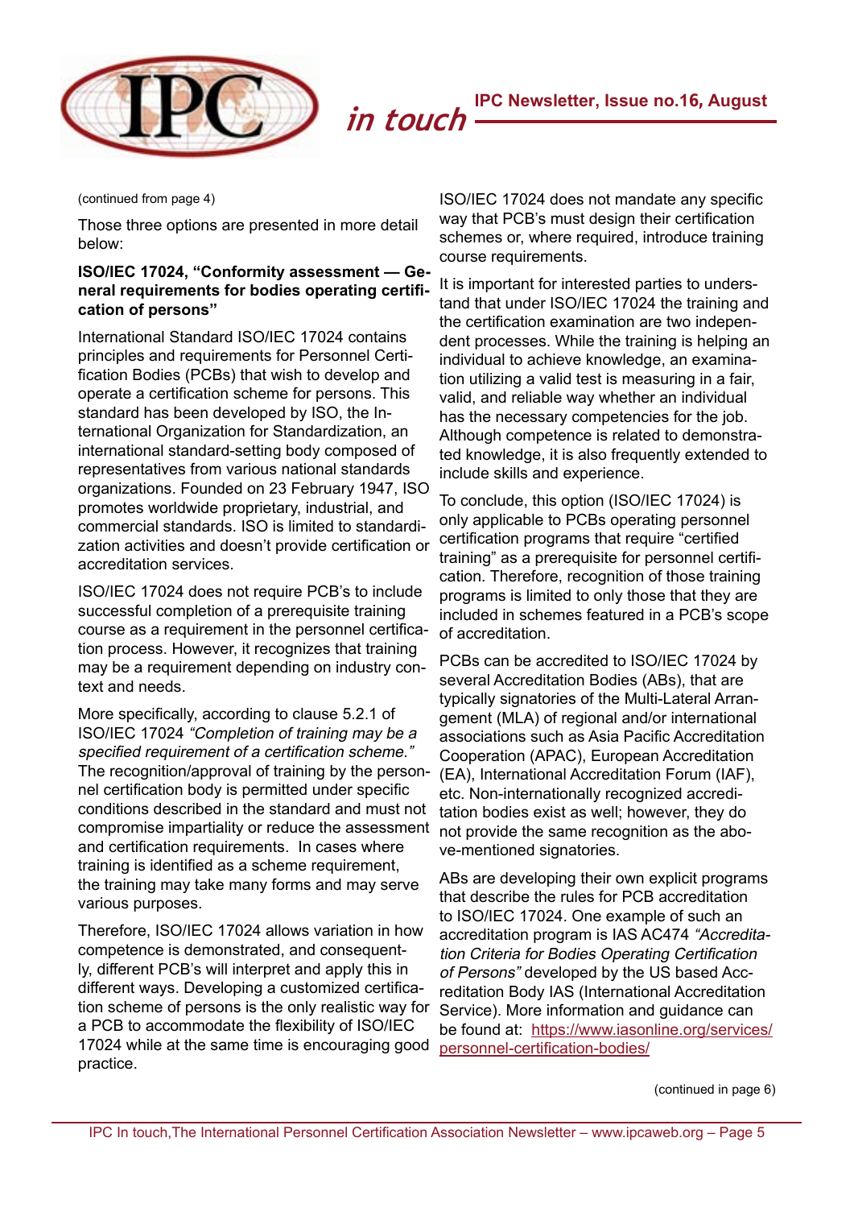(continued from page 4)

Those three options are presented in more detail below:

**ISO/IEC 17024, "Conformity assessment — General requirements for bodies operating certification of persons"**

International Standard ISO/IEC 17024 contains principles and requirements for Personnel Certification Bodies (PCBs) that wish to develop and operate a certification scheme for persons. This standard has been developed by ISO, the International Organization for Standardization, an international standard-setting body composed of representatives from various national standards organizations. Founded on 23 February 1947, ISO promotes worldwide proprietary, industrial, and commercial standards. ISO is limited to standardization activities and doesn't provide certification or accreditation services.

ISO/IEC 17024 does not require PCB's to include successful completion of a prerequisite training course as a requirement in the personnel certification process. However, it recognizes that training may be a requirement depending on industry context and needs.

More specifically, according to clause 5.2.1 of ISO/IEC 17024 *"Completion of training may be a specified requirement of a certification scheme."* The recognition/approval of training by the personnel certification body is permitted under specific conditions described in the standard and must not compromise impartiality or reduce the assessment and certification requirements. In cases where training is identified as a scheme requirement, the training may take many forms and may serve various purposes.

Therefore, ISO/IEC 17024 allows variation in how competence is demonstrated, and consequently, different PCB's will interpret and apply this in different ways. Developing a customized certification scheme of persons is the only realistic way for a PCB to accommodate the flexibility of ISO/IEC 17024 while at the same time is encouraging good practice.

ISO/IEC 17024 does not mandate any specific way that PCB's must design their certification schemes or, where required, introduce training course requirements.

It is important for interested parties to understand that under ISO/IEC 17024 the training and the certification examination are two independent processes. While the training is helping an individual to achieve knowledge, an examination utilizing a valid test is measuring in a fair, valid, and reliable way whether an individual has the necessary competencies for the job. Although competence is related to demonstrated knowledge, it is also frequently extended to include skills and experience.

To conclude, this option (ISO/IEC 17024) is only applicable to PCBs operating personnel certification programs that require "certified training" as a prerequisite for personnel certification. Therefore, recognition of those training programs is limited to only those that they are included in schemes featured in a PCB's scope of accreditation.

PCBs can be accredited to ISO/IEC 17024 by several Accreditation Bodies (ABs), that are typically signatories of the Multi-Lateral Arrangement (MLA) of regional and/or international associations such as Asia Pacific Accreditation Cooperation (APAC), European Accreditation (EA), International Accreditation Forum (IAF), etc. Non-internationally recognized accreditation bodies exist as well; however, they do not provide the same recognition as the above-mentioned signatories.

ABs are developing their own explicit programs that describe the rules for PCB accreditation to ISO/IEC 17024. One example of such an accreditation program is IAS AC474 *"Accreditation Criteria for Bodies Operating Certification of Persons"* developed by the US based Accreditation Body IAS (International Accreditation Service). More information and guidance can be found at: [https://www.iasonline.org/services/personnel-certification-bodies/](https://www.iasonline.org/services/personnel-certification-bodies/)

(continued in page 6)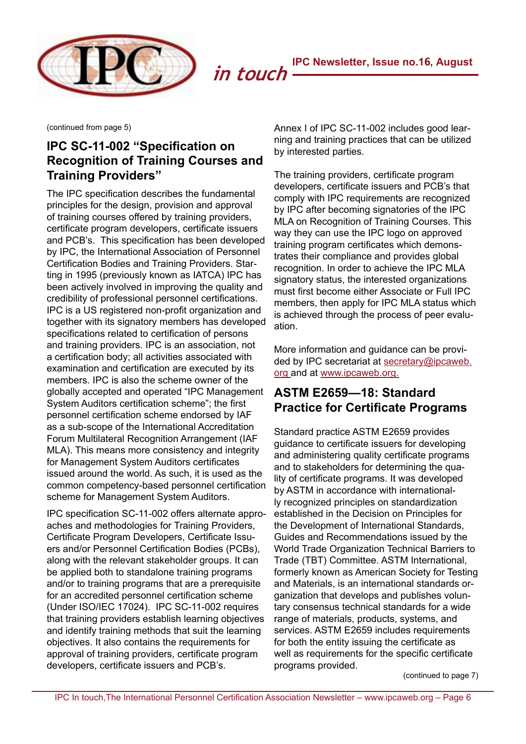(continued from page 5)

## IPC SC-11-002 "Specification on Recognition of Training Courses and Training Providers"

The IPC specification describes the fundamental principles for the design, provision and approval of training courses offered by training providers, certificate program developers, certificate issuers and PCB's. This specification has been developed by IPC, the International Association of Personnel Certification Bodies and Training Providers. Starting in 1995 (previously known as IATCA) IPC has been actively involved in improving the quality and credibility of professional personnel certifications. IPC is a US registered non-profit organization and together with its signatory members has developed specifications related to certification of persons and training providers. IPC is an association, not a certification body; all activities associated with examination and certification are executed by its members. IPC is also the scheme owner of the globally accepted and operated "IPC Management System Auditors certification scheme"; the first personnel certification scheme endorsed by IAF as a sub-scope of the International Accreditation Forum Multilateral Recognition Arrangement (IAF MLA). This means more consistency and integrity for Management System Auditors certificates issued around the world. As such, it is used as the common competency-based personnel certification scheme for Management System Auditors.

IPC specification SC-11-002 offers alternate approaches and methodologies for Training Providers, Certificate Program Developers, Certificate Issuers and/or Personnel Certification Bodies (PCBs), along with the relevant stakeholder groups. It can be applied both to standalone training programs and/or to training programs that are a prerequisite for an accredited personnel certification scheme (Under ISO/IEC 17024). IPC SC-11-002 requires that training providers establish learning objectives and identify training methods that suit the learning objectives. It also contains the requirements for approval of training providers, certificate program developers, certificate issuers and PCB's.

Annex I of IPC SC-11-002 includes good learning and training practices that can be utilized by interested parties.

The training providers, certificate program developers, certificate issuers and PCB's that comply with IPC requirements are recognized by IPC after becoming signatories of the IPC MLA on Recognition of Training Courses. This way they can use the IPC logo on approved training program certificates which demonstrates their compliance and provides global recognition. In order to achieve the IPC MLA signatory status, the interested organizations must first become either Associate or Full IPC members, then apply for IPC MLA status which is achieved through the process of peer evaluation.

More information and guidance can be provided by IPC secretariat at secretary@ipcaweb.org and at www.ipcaweb.org.

## ASTM E2659—18: Standard Practice for Certificate Programs

Standard practice ASTM E2659 provides guidance to certificate issuers for developing and administering quality certificate programs and to stakeholders for determining the quality of certificate programs. It was developed by ASTM in accordance with internationally recognized principles on standardization established in the Decision on Principles for the Development of International Standards, Guides and Recommendations issued by the World Trade Organization Technical Barriers to Trade (TBT) Committee. ASTM International, formerly known as American Society for Testing and Materials, is an international standards organization that develops and publishes voluntary consensus technical standards for a wide range of materials, products, systems, and services. ASTM E2659 includes requirements for both the entity issuing the certificate as well as requirements for the specific certificate programs provided.

(continued to page 7)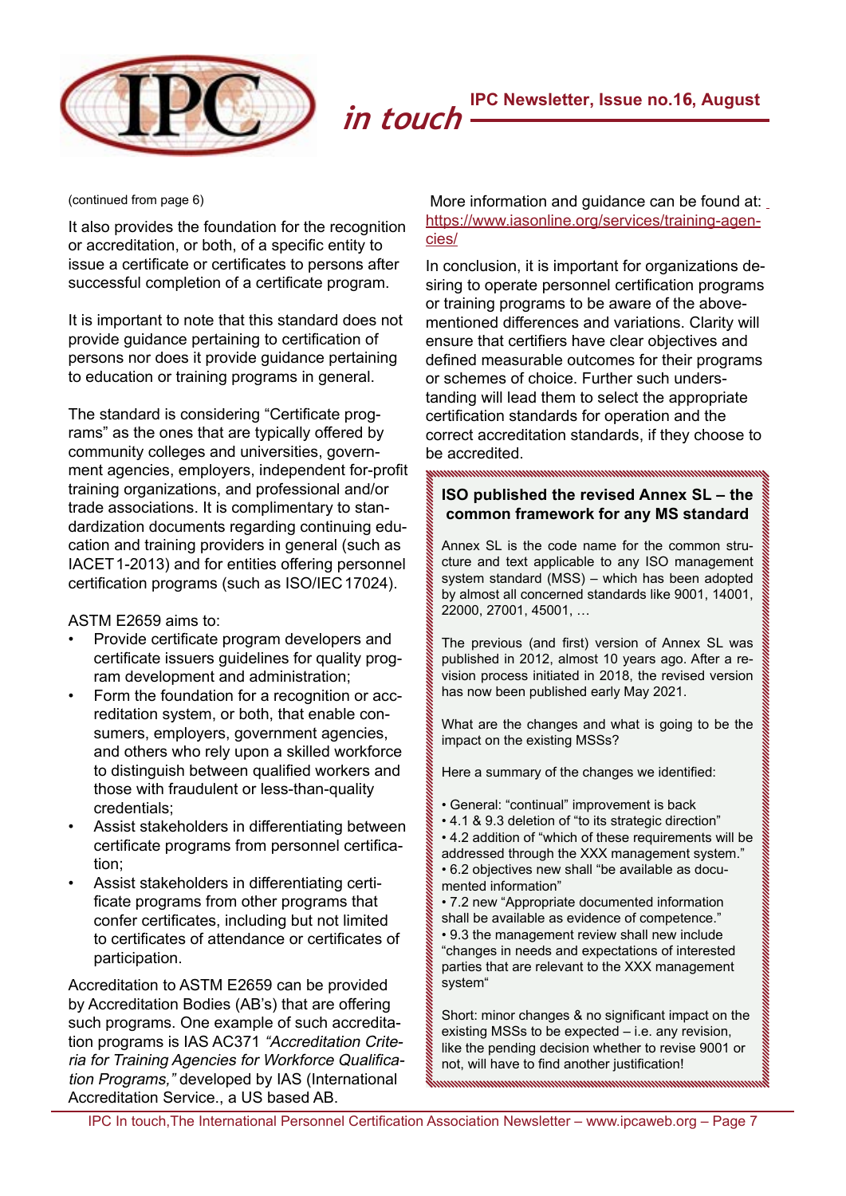(continued from page 6)

It also provides the foundation for the recognition or accreditation, or both, of a specific entity to issue a certificate or certificates to persons after successful completion of a certificate program.

It is important to note that this standard does not provide guidance pertaining to certification of persons nor does it provide guidance pertaining to education or training programs in general.

The standard is considering "Certificate programs" as the ones that are typically offered by community colleges and universities, government agencies, employers, independent for-profit training organizations, and professional and/or trade associations. It is complimentary to standardization documents regarding continuing education and training providers in general (such as IACET 1-2013) and for entities offering personnel certification programs (such as ISO/IEC 17024).

ASTM E2659 aims to:

- Provide certificate program developers and certificate issuers guidelines for quality program development and administration;
- Form the foundation for a recognition or accreditation system, or both, that enable consumers, employers, government agencies, and others who rely upon a skilled workforce to distinguish between qualified workers and those with fraudulent or less-than-quality credentials;
- Assist stakeholders in differentiating between certificate programs from personnel certification;
- Assist stakeholders in differentiating certificate programs from other programs that confer certificates, including but not limited to certificates of attendance or certificates of participation.

Accreditation to ASTM E2659 can be provided by Accreditation Bodies (AB's) that are offering such programs. One example of such accreditation programs is IAS AC371 *"Accreditation Criteria for Training Agencies for Workforce Qualification Programs,"* developed by IAS (International Accreditation Service., a US based AB.

More information and guidance can be found at: https://www.iasonline.org/services/training-agencies/

In conclusion, it is important for organizations desiring to operate personnel certification programs or training programs to be aware of the above-mentioned differences and variations. Clarity will ensure that certifiers have clear objectives and defined measurable outcomes for their programs or schemes of choice. Further such understanding will lead them to select the appropriate certification standards for operation and the correct accreditation standards, if they choose to be accredited.

## ISO published the revised Annex SL – the common framework for any MS standard

Annex SL is the code name for the common structure and text applicable to any ISO management system standard (MSS) – which has been adopted by almost all concerned standards like 9001, 14001, 22000, 27001, 45001, …

The previous (and first) version of Annex SL was published in 2012, almost 10 years ago. After a revision process initiated in 2018, the revised version has now been published early May 2021.

What are the changes and what is going to be the impact on the existing MSSs?

Here a summary of the changes we identified:

- General: "continual" improvement is back
- 4.1 & 9.3 deletion of "to its strategic direction"
- 4.2 addition of "which of these requirements will be addressed through the XXX management system."
- 6.2 objectives new shall "be available as documented information"
- 7.2 new "Appropriate documented information shall be available as evidence of competence."
- 9.3 the management review shall now include "changes in needs and expectations of interested parties that are relevant to the XXX management system"

Short: minor changes & no significant impact on the existing MSSs to be expected – i.e. any revision, like the pending decision whether to revise 9001 or not, will have to find another justification!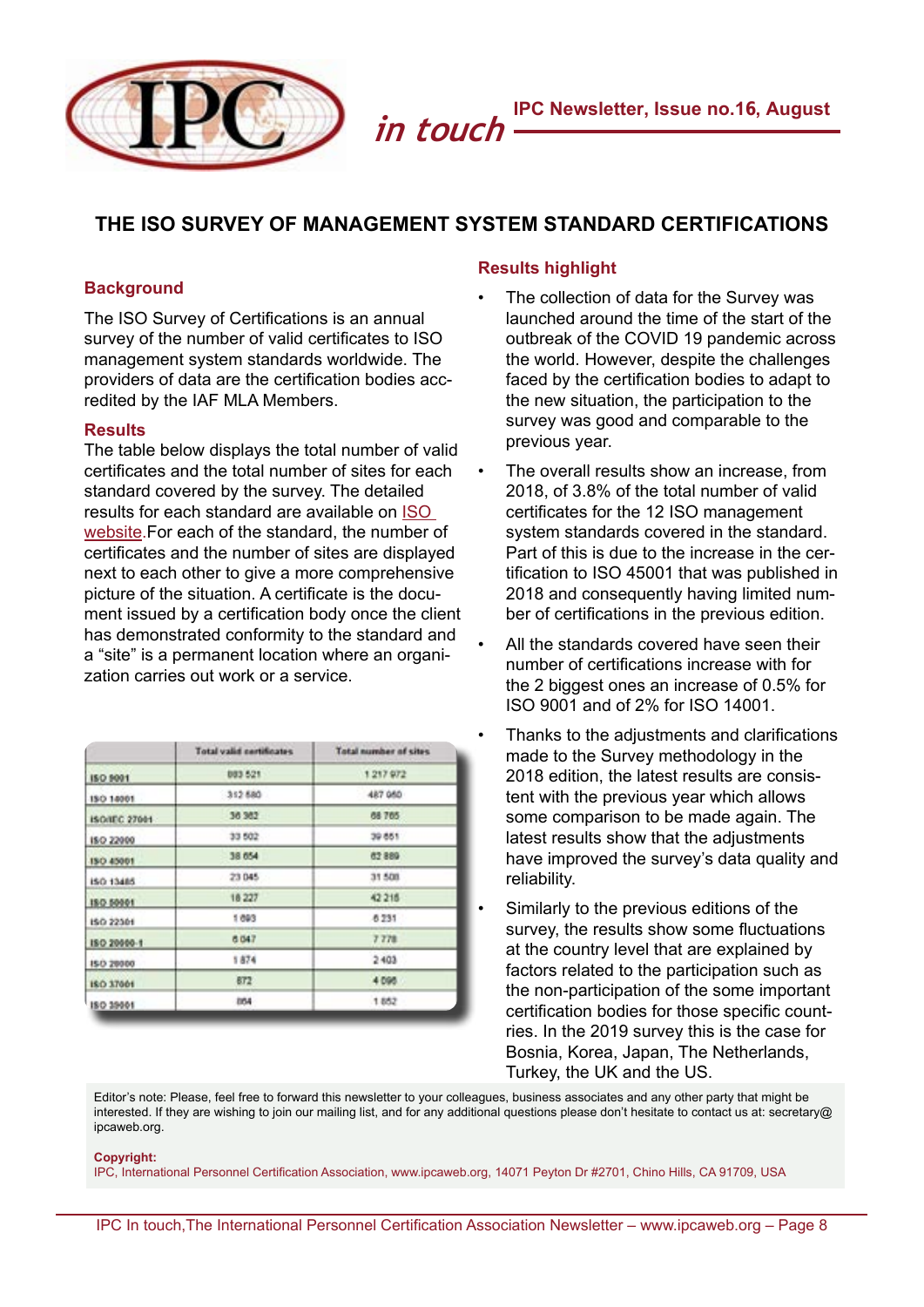## THE ISO SURVEY OF MANAGEMENT SYSTEM STANDARD CERTIFICATIONS

### Background

The ISO Survey of Certifications is an annual survey of the number of valid certificates to ISO management system standards worldwide. The providers of data are the certification bodies accredited by the IAF MLA Members.

### Results

The table below displays the total number of valid certificates and the total number of sites for each standard covered by the survey. The detailed results for each standard are available on ISO website.For each of the standard, the number of certificates and the number of sites are displayed next to each other to give a more comprehensive picture of the situation. A certificate is the document issued by a certification body once the client has demonstrated conformity to the standard and a "site" is a permanent location where an organization carries out work or a service.

| | Total valid certificates | Total number of sites |
|---|---|---|
| ISO 9001 | 883 521 | 1 217 972 |
| ISO 14001 | 312 580 | 487 950 |
| ISO/IEC 27001 | 36 362 | 68 765 |
| ISO 22000 | 33 502 | 39 651 |
| ISO 45001 | 38 654 | 62 889 |
| ISO 13485 | 23 045 | 31 508 |
| ISO 50001 | 18 227 | 42 216 |
| ISO 22301 | 1 693 | 6 231 |
| ISO 20000-1 | 6 047 | 7 778 |
| ISO 28000 | 1 874 | 2 403 |
| ISO 37001 | 872 | 4 098 |
| ISO 39001 | 864 | 1 852 |

### Results highlight

- The collection of data for the Survey was launched around the time of the start of the outbreak of the COVID 19 pandemic across the world. However, despite the challenges faced by the certification bodies to adapt to the new situation, the participation to the survey was good and comparable to the previous year.
- The overall results show an increase, from 2018, of 3.8% of the total number of valid certificates for the 12 ISO management system standards covered in the standard. Part of this is due to the increase in the certification to ISO 45001 that was published in 2018 and consequently having limited number of certifications in the previous edition.
- All the standards covered have seen their number of certifications increase with for the 2 biggest ones an increase of 0.5% for ISO 9001 and of 2% for ISO 14001.
- Thanks to the adjustments and clarifications made to the Survey methodology in the 2018 edition, the latest results are consistent with the previous year which allows some comparison to be made again. The latest results show that the adjustments have improved the survey's data quality and reliability.
- Similarly to the previous editions of the survey, the results show some fluctuations at the country level that are explained by factors related to the participation such as the non-participation of the some important certification bodies for those specific countries. In the 2019 survey this is the case for Bosnia, Korea, Japan, The Netherlands, Turkey, the UK and the US.

Editor's note: Please, feel free to forward this newsletter to your colleagues, business associates and any other party that might be interested. If they are wishing to join our mailing list, and for any additional questions please don't hesitate to contact us at: secretary@ipcaweb.org.

**Copyright:**
IPC, International Personnel Certification Association, www.ipcaweb.org, 14071 Peyton Dr #2701, Chino Hills, CA 91709, USA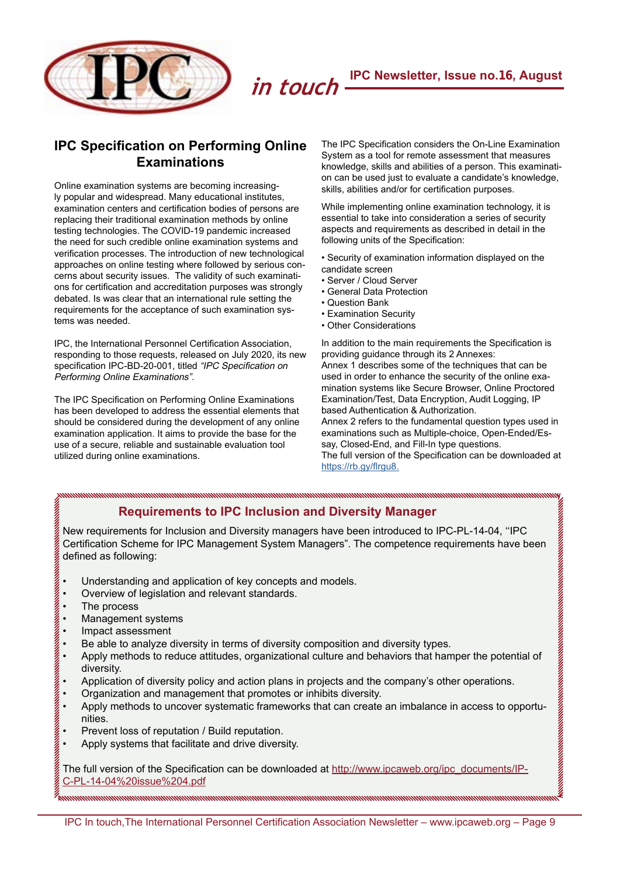## IPC Specification on Performing Online Examinations

Online examination systems are becoming increasingly popular and widespread. Many educational institutes, examination centers and certification bodies of persons are replacing their traditional examination methods by online testing technologies. The COVID-19 pandemic increased the need for such credible online examination systems and verification processes. The introduction of new technological approaches on online testing where followed by serious concerns about security issues. The validity of such examinations for certification and accreditation purposes was strongly debated. Is was clear that an international rule setting the requirements for the acceptance of such examination systems was needed.

IPC, the International Personnel Certification Association, responding to those requests, released on July 2020, its new specification IPC-BD-20-001, titled *"IPC Specification on Performing Online Examinations".*

The IPC Specification on Performing Online Examinations has been developed to address the essential elements that should be considered during the development of any online examination application. It aims to provide the base for the use of a secure, reliable and sustainable evaluation tool utilized during online examinations.

The IPC Specification considers the On-Line Examination System as a tool for remote assessment that measures knowledge, skills and abilities of a person. This examination can be used just to evaluate a candidate's knowledge, skills, abilities and/or for certification purposes.

While implementing online examination technology, it is essential to take into consideration a series of security aspects and requirements as described in detail in the following units of the Specification:

- Security of examination information displayed on the candidate screen
- Server / Cloud Server
- General Data Protection
- Question Bank
- Examination Security
- Other Considerations

In addition to the main requirements the Specification is providing guidance through its 2 Annexes:
Annex 1 describes some of the techniques that can be used in order to enhance the security of the online examination systems like Secure Browser, Online Proctored Examination/Test, Data Encryption, Audit Logging, IP based Authentication & Authorization.
Annex 2 refers to the fundamental question types used in examinations such as Multiple-choice, Open-Ended/Essay, Closed-End, and Fill-In type questions.
The full version of the Specification can be downloaded at https://rb.gy/flrgu8.

## Requirements to IPC Inclusion and Diversity Manager

New requirements for Inclusion and Diversity managers have been introduced to IPC-PL-14-04, ''IPC Certification Scheme for IPC Management System Managers". The competence requirements have been defined as following:

- Understanding and application of key concepts and models.
- Overview of legislation and relevant standards.
- The process
- Management systems
- Impact assessment
- Be able to analyze diversity in terms of diversity composition and diversity types.
- Apply methods to reduce attitudes, organizational culture and behaviors that hamper the potential of diversity.
- Application of diversity policy and action plans in projects and the company's other operations.
- Organization and management that promotes or inhibits diversity.
- Apply methods to uncover systematic frameworks that can create an imbalance in access to opportunities.
- Prevent loss of reputation / Build reputation.
- Apply systems that facilitate and drive diversity.

The full version of the Specification can be downloaded at http://www.ipcaweb.org/ipc_documents/IPC-PL-14-04%20issue%204.pdf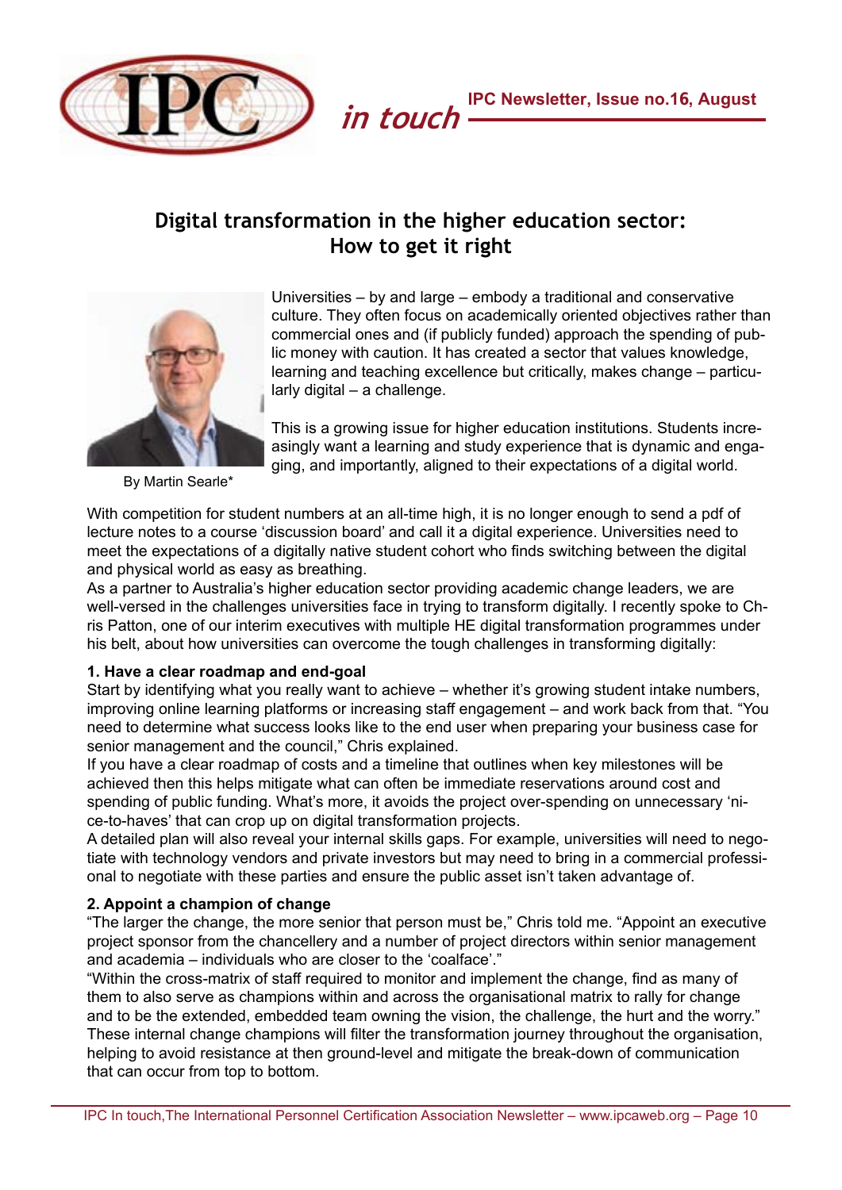## Digital transformation in the higher education sector: How to get it right

By Martin Searle*

Universities – by and large – embody a traditional and conservative culture. They often focus on academically oriented objectives rather than commercial ones and (if publicly funded) approach the spending of public money with caution. It has created a sector that values knowledge, learning and teaching excellence but critically, makes change – particularly digital – a challenge.

This is a growing issue for higher education institutions. Students increasingly want a learning and study experience that is dynamic and engaging, and importantly, aligned to their expectations of a digital world.

With competition for student numbers at an all-time high, it is no longer enough to send a pdf of lecture notes to a course 'discussion board' and call it a digital experience. Universities need to meet the expectations of a digitally native student cohort who finds switching between the digital and physical world as easy as breathing.

As a partner to Australia's higher education sector providing academic change leaders, we are well-versed in the challenges universities face in trying to transform digitally. I recently spoke to Chris Patton, one of our interim executives with multiple HE digital transformation programmes under his belt, about how universities can overcome the tough challenges in transforming digitally:

**1. Have a clear roadmap and end-goal**

Start by identifying what you really want to achieve – whether it's growing student intake numbers, improving online learning platforms or increasing staff engagement – and work back from that. "You need to determine what success looks like to the end user when preparing your business case for senior management and the council," Chris explained.

If you have a clear roadmap of costs and a timeline that outlines when key milestones will be achieved then this helps mitigate what can often be immediate reservations around cost and spending of public funding. What's more, it avoids the project over-spending on unnecessary 'nice-to-haves' that can crop up on digital transformation projects.

A detailed plan will also reveal your internal skills gaps. For example, universities will need to negotiate with technology vendors and private investors but may need to bring in a commercial professional to negotiate with these parties and ensure the public asset isn't taken advantage of.

**2. Appoint a champion of change**

"The larger the change, the more senior that person must be," Chris told me. "Appoint an executive project sponsor from the chancellery and a number of project directors within senior management and academia – individuals who are closer to the 'coalface'."

"Within the cross-matrix of staff required to monitor and implement the change, find as many of them to also serve as champions within and across the organisational matrix to rally for change and to be the extended, embedded team owning the vision, the challenge, the hurt and the worry."

These internal change champions will filter the transformation journey throughout the organisation, helping to avoid resistance at then ground-level and mitigate the break-down of communication that can occur from top to bottom.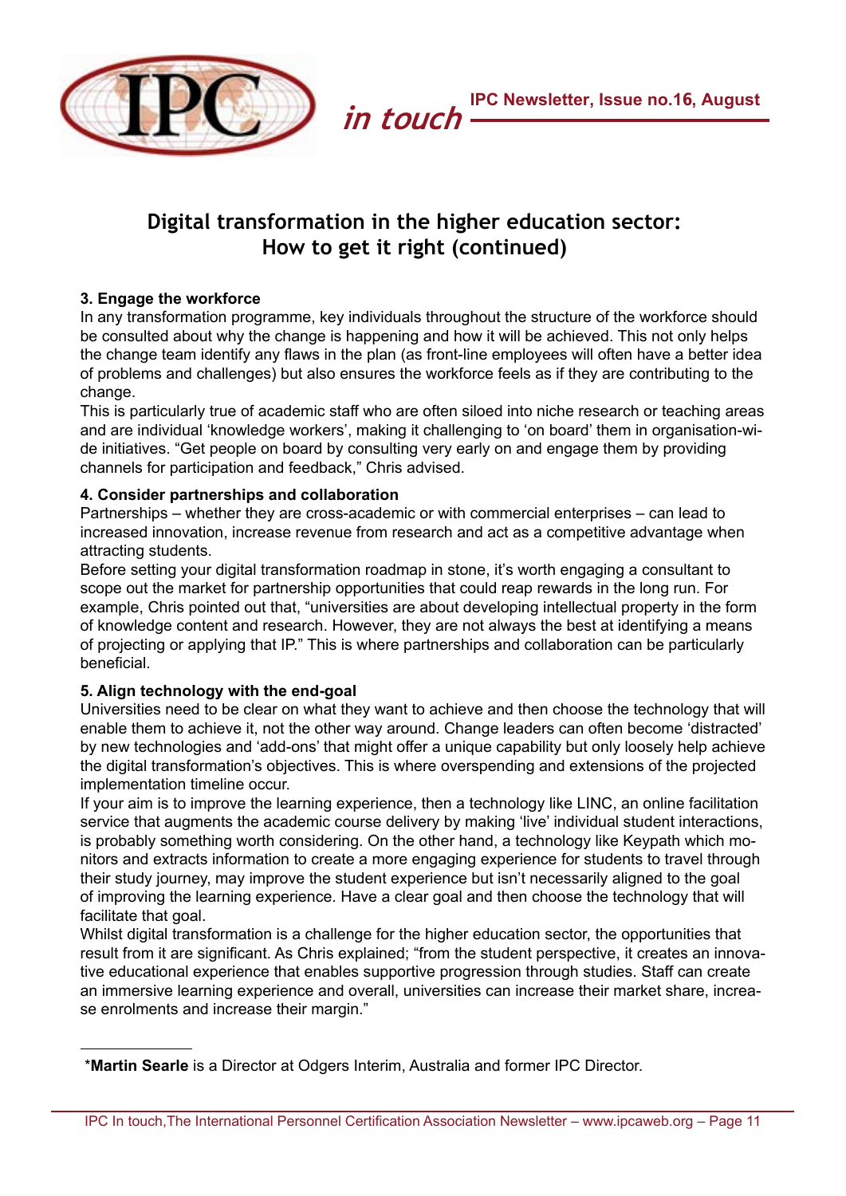## Digital transformation in the higher education sector: How to get it right (continued)

**3. Engage the workforce**

In any transformation programme, key individuals throughout the structure of the workforce should be consulted about why the change is happening and how it will be achieved. This not only helps the change team identify any flaws in the plan (as front-line employees will often have a better idea of problems and challenges) but also ensures the workforce feels as if they are contributing to the change.

This is particularly true of academic staff who are often siloed into niche research or teaching areas and are individual 'knowledge workers', making it challenging to 'on board' them in organisation-wide initiatives. "Get people on board by consulting very early on and engage them by providing channels for participation and feedback," Chris advised.

**4. Consider partnerships and collaboration**

Partnerships – whether they are cross-academic or with commercial enterprises – can lead to increased innovation, increase revenue from research and act as a competitive advantage when attracting students.

Before setting your digital transformation roadmap in stone, it's worth engaging a consultant to scope out the market for partnership opportunities that could reap rewards in the long run. For example, Chris pointed out that, "universities are about developing intellectual property in the form of knowledge content and research. However, they are not always the best at identifying a means of projecting or applying that IP." This is where partnerships and collaboration can be particularly beneficial.

**5. Align technology with the end-goal**

Universities need to be clear on what they want to achieve and then choose the technology that will enable them to achieve it, not the other way around. Change leaders can often become 'distracted' by new technologies and 'add-ons' that might offer a unique capability but only loosely help achieve the digital transformation's objectives. This is where overspending and extensions of the projected implementation timeline occur.

If your aim is to improve the learning experience, then a technology like LINC, an online facilitation service that augments the academic course delivery by making 'live' individual student interactions, is probably something worth considering. On the other hand, a technology like Keypath which monitors and extracts information to create a more engaging experience for students to travel through their study journey, may improve the student experience but isn't necessarily aligned to the goal of improving the learning experience. Have a clear goal and then choose the technology that will facilitate that goal.

Whilst digital transformation is a challenge for the higher education sector, the opportunities that result from it are significant. As Chris explained; "from the student perspective, it creates an innovative educational experience that enables supportive progression through studies. Staff can create an immersive learning experience and overall, universities can increase their market share, increase enrolments and increase their margin."

---

*__Martin Searle__ is a Director at Odgers Interim, Australia and former IPC Director.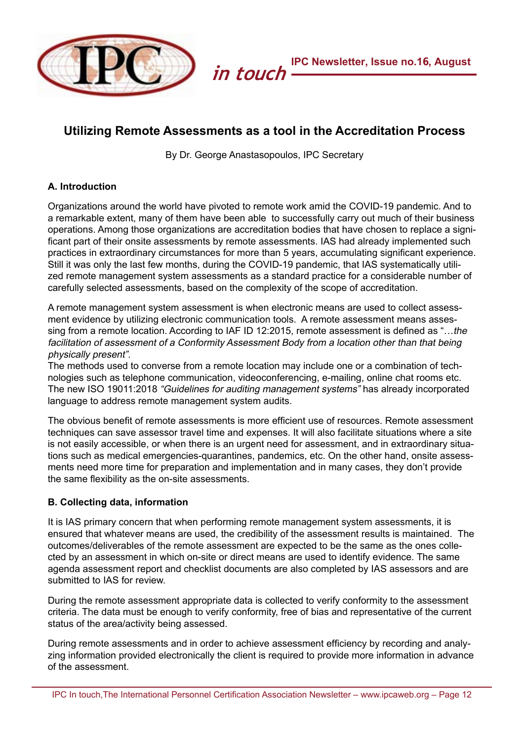## Utilizing Remote Assessments as a tool in the Accreditation Process

By Dr. George Anastasopoulos, IPC Secretary

### A. Introduction

Organizations around the world have pivoted to remote work amid the COVID-19 pandemic. And to a remarkable extent, many of them have been able to successfully carry out much of their business operations. Among those organizations are accreditation bodies that have chosen to replace a significant part of their onsite assessments by remote assessments. IAS had already implemented such practices in extraordinary circumstances for more than 5 years, accumulating significant experience. Still it was only the last few months, during the COVID-19 pandemic, that IAS systematically utilized remote management system assessments as a standard practice for a considerable number of carefully selected assessments, based on the complexity of the scope of accreditation.

A remote management system assessment is when electronic means are used to collect assessment evidence by utilizing electronic communication tools. A remote assessment means assessing from a remote location. According to IAF ID 12:2015, remote assessment is defined as "…*the facilitation of assessment of a Conformity Assessment Body from a location other than that being physically present".*

The methods used to converse from a remote location may include one or a combination of technologies such as telephone communication, videoconferencing, e-mailing, online chat rooms etc. The new ISO 19011:2018 *"Guidelines for auditing management systems"* has already incorporated language to address remote management system audits.

The obvious benefit of remote assessments is more efficient use of resources. Remote assessment techniques can save assessor travel time and expenses. It will also facilitate situations where a site is not easily accessible, or when there is an urgent need for assessment, and in extraordinary situations such as medical emergencies-quarantines, pandemics, etc. On the other hand, onsite assessments need more time for preparation and implementation and in many cases, they don't provide the same flexibility as the on-site assessments.

### B. Collecting data, information

It is IAS primary concern that when performing remote management system assessments, it is ensured that whatever means are used, the credibility of the assessment results is maintained. The outcomes/deliverables of the remote assessment are expected to be the same as the ones collected by an assessment in which on-site or direct means are used to identify evidence. The same agenda assessment report and checklist documents are also completed by IAS assessors and are submitted to IAS for review.

During the remote assessment appropriate data is collected to verify conformity to the assessment criteria. The data must be enough to verify conformity, free of bias and representative of the current status of the area/activity being assessed.

During remote assessments and in order to achieve assessment efficiency by recording and analyzing information provided electronically the client is required to provide more information in advance of the assessment.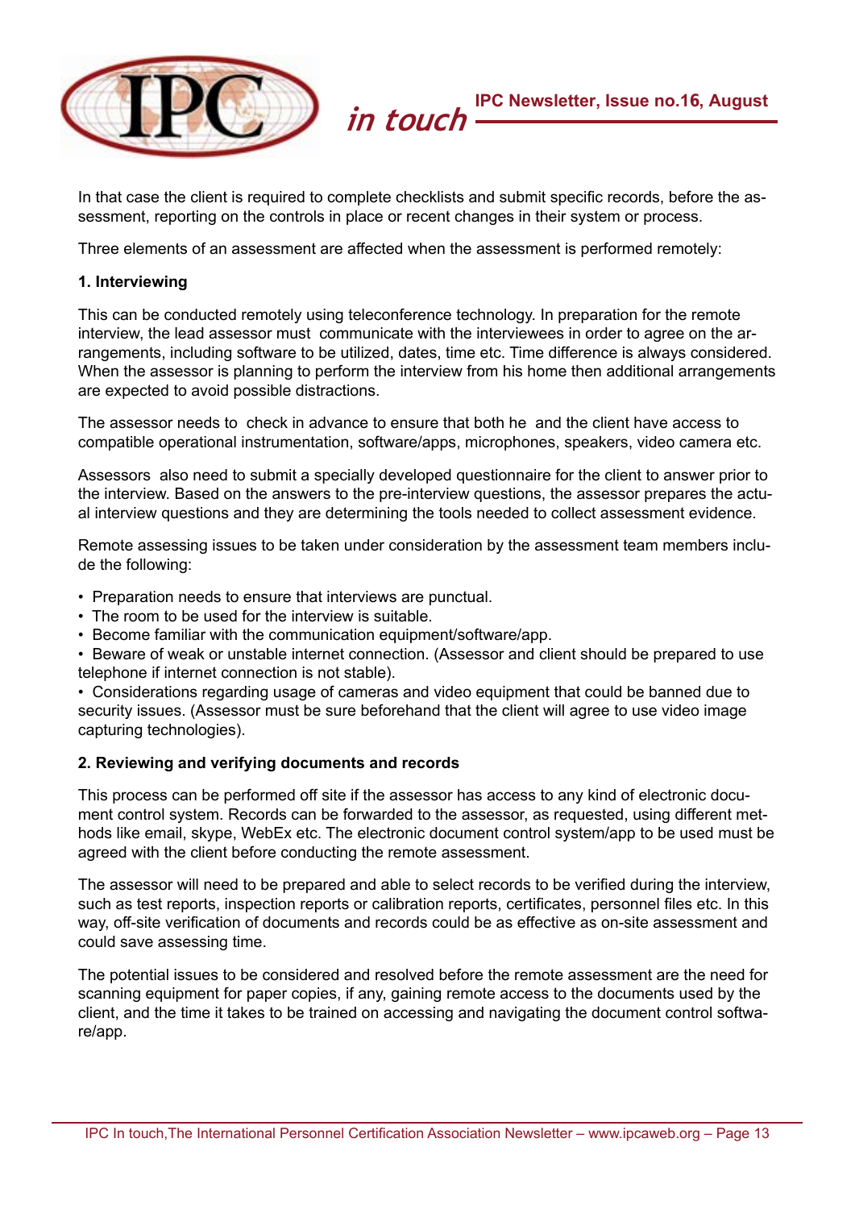In that case the client is required to complete checklists and submit specific records, before the assessment, reporting on the controls in place or recent changes in their system or process.

Three elements of an assessment are affected when the assessment is performed remotely:

**1. Interviewing**

This can be conducted remotely using teleconference technology. In preparation for the remote interview, the lead assessor must communicate with the interviewees in order to agree on the arrangements, including software to be utilized, dates, time etc. Time difference is always considered. When the assessor is planning to perform the interview from his home then additional arrangements are expected to avoid possible distractions.

The assessor needs to check in advance to ensure that both he and the client have access to compatible operational instrumentation, software/apps, microphones, speakers, video camera etc.

Assessors also need to submit a specially developed questionnaire for the client to answer prior to the interview. Based on the answers to the pre-interview questions, the assessor prepares the actual interview questions and they are determining the tools needed to collect assessment evidence.

Remote assessing issues to be taken under consideration by the assessment team members include the following:

- Preparation needs to ensure that interviews are punctual.
- The room to be used for the interview is suitable.
- Become familiar with the communication equipment/software/app.
- Beware of weak or unstable internet connection. (Assessor and client should be prepared to use telephone if internet connection is not stable).
- Considerations regarding usage of cameras and video equipment that could be banned due to security issues. (Assessor must be sure beforehand that the client will agree to use video image capturing technologies).

**2. Reviewing and verifying documents and records**

This process can be performed off site if the assessor has access to any kind of electronic document control system. Records can be forwarded to the assessor, as requested, using different methods like email, skype, WebEx etc. The electronic document control system/app to be used must be agreed with the client before conducting the remote assessment.

The assessor will need to be prepared and able to select records to be verified during the interview, such as test reports, inspection reports or calibration reports, certificates, personnel files etc. In this way, off-site verification of documents and records could be as effective as on-site assessment and could save assessing time.

The potential issues to be considered and resolved before the remote assessment are the need for scanning equipment for paper copies, if any, gaining remote access to the documents used by the client, and the time it takes to be trained on accessing and navigating the document control software/app.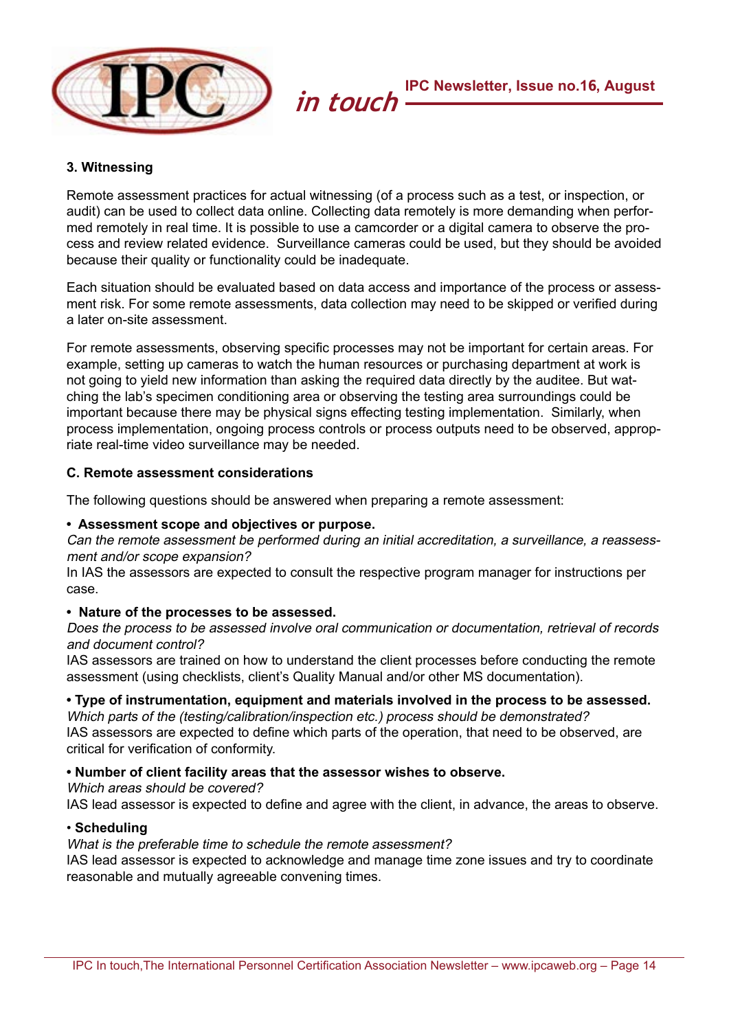### 3. Witnessing

Remote assessment practices for actual witnessing (of a process such as a test, or inspection, or audit) can be used to collect data online. Collecting data remotely is more demanding when performed remotely in real time. It is possible to use a camcorder or a digital camera to observe the process and review related evidence. Surveillance cameras could be used, but they should be avoided because their quality or functionality could be inadequate.

Each situation should be evaluated based on data access and importance of the process or assessment risk. For some remote assessments, data collection may need to be skipped or verified during a later on-site assessment.

For remote assessments, observing specific processes may not be important for certain areas. For example, setting up cameras to watch the human resources or purchasing department at work is not going to yield new information than asking the required data directly by the auditee. But watching the lab's specimen conditioning area or observing the testing area surroundings could be important because there may be physical signs effecting testing implementation. Similarly, when process implementation, ongoing process controls or process outputs need to be observed, appropriate real-time video surveillance may be needed.

### C. Remote assessment considerations

The following questions should be answered when preparing a remote assessment:

**• Assessment scope and objectives or purpose.**
*Can the remote assessment be performed during an initial accreditation, a surveillance, a reassessment and/or scope expansion?*
In IAS the assessors are expected to consult the respective program manager for instructions per case.

**• Nature of the processes to be assessed.**
*Does the process to be assessed involve oral communication or documentation, retrieval of records and document control?*
IAS assessors are trained on how to understand the client processes before conducting the remote assessment (using checklists, client's Quality Manual and/or other MS documentation).

**• Type of instrumentation, equipment and materials involved in the process to be assessed.**
*Which parts of the (testing/calibration/inspection etc.) process should be demonstrated?*
IAS assessors are expected to define which parts of the operation, that need to be observed, are critical for verification of conformity.

**• Number of client facility areas that the assessor wishes to observe.**
*Which areas should be covered?*
IAS lead assessor is expected to define and agree with the client, in advance, the areas to observe.

• **Scheduling**
*What is the preferable time to schedule the remote assessment?*
IAS lead assessor is expected to acknowledge and manage time zone issues and try to coordinate reasonable and mutually agreeable convening times.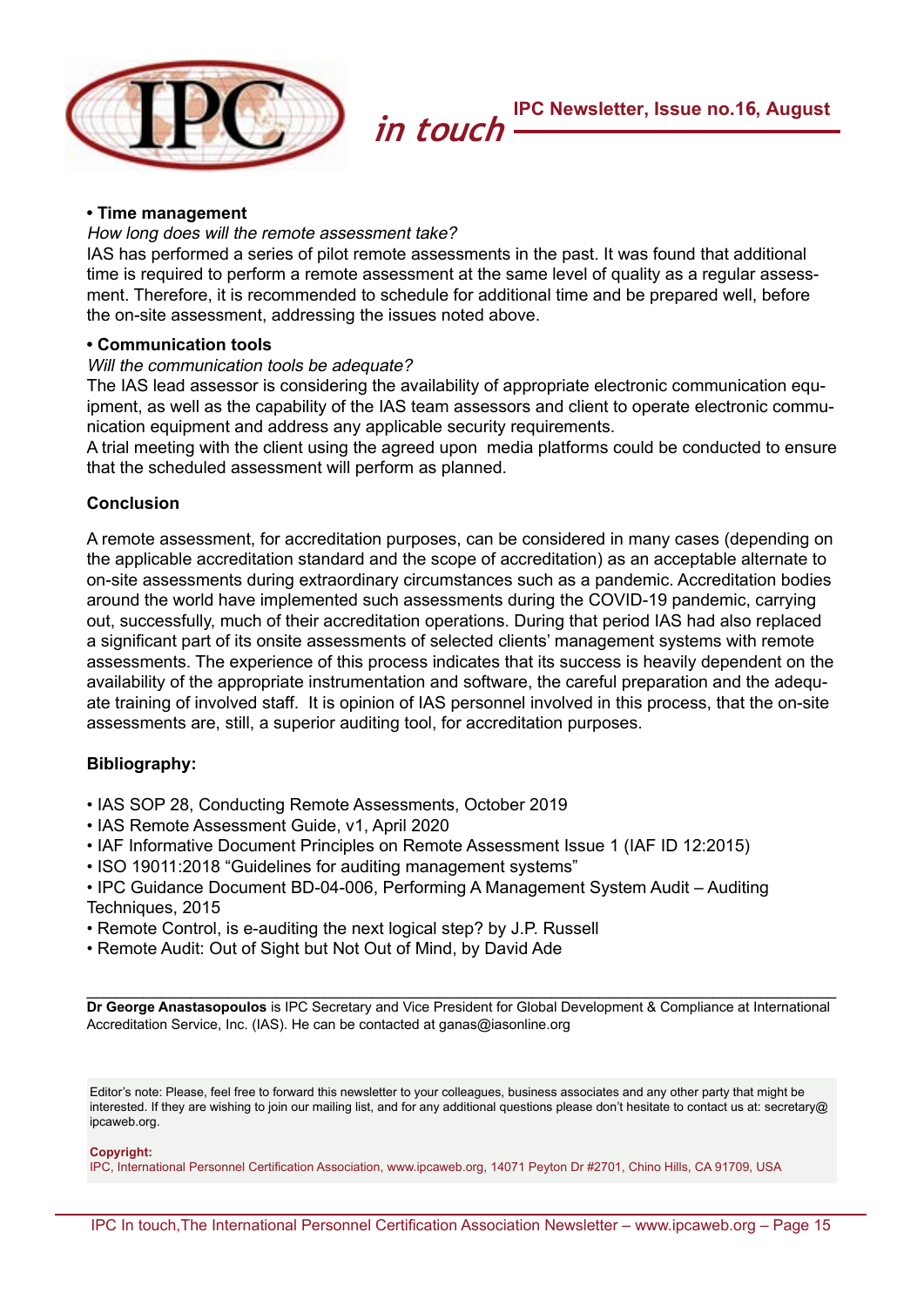**• Time management**

*How long does will the remote assessment take?*

IAS has performed a series of pilot remote assessments in the past. It was found that additional time is required to perform a remote assessment at the same level of quality as a regular assessment. Therefore, it is recommended to schedule for additional time and be prepared well, before the on-site assessment, addressing the issues noted above.

**• Communication tools**

*Will the communication tools be adequate?*

The IAS lead assessor is considering the availability of appropriate electronic communication equipment, as well as the capability of the IAS team assessors and client to operate electronic communication equipment and address any applicable security requirements.

A trial meeting with the client using the agreed upon media platforms could be conducted to ensure that the scheduled assessment will perform as planned.

**Conclusion**

A remote assessment, for accreditation purposes, can be considered in many cases (depending on the applicable accreditation standard and the scope of accreditation) as an acceptable alternate to on-site assessments during extraordinary circumstances such as a pandemic. Accreditation bodies around the world have implemented such assessments during the COVID-19 pandemic, carrying out, successfully, much of their accreditation operations. During that period IAS had also replaced a significant part of its onsite assessments of selected clients' management systems with remote assessments. The experience of this process indicates that its success is heavily dependent on the availability of the appropriate instrumentation and software, the careful preparation and the adequate training of involved staff. It is opinion of IAS personnel involved in this process, that the on-site assessments are, still, a superior auditing tool, for accreditation purposes.

**Bibliography:**

- IAS SOP 28, Conducting Remote Assessments, October 2019
- IAS Remote Assessment Guide, v1, April 2020
- IAF Informative Document Principles on Remote Assessment Issue 1 (IAF ID 12:2015)
- ISO 19011:2018 "Guidelines for auditing management systems"
- IPC Guidance Document BD-04-006, Performing A Management System Audit – Auditing Techniques, 2015
- Remote Control, is e-auditing the next logical step? by J.P. Russell
- Remote Audit: Out of Sight but Not Out of Mind, by David Ade

---

**Dr George Anastasopoulos** is IPC Secretary and Vice President for Global Development & Compliance at International Accreditation Service, Inc. (IAS). He can be contacted at ganas@iasonline.org

Editor's note: Please, feel free to forward this newsletter to your colleagues, business associates and any other party that might be interested. If they are wishing to join our mailing list, and for any additional questions please don't hesitate to contact us at: secretary@ipcaweb.org.

**Copyright:**
IPC, International Personnel Certification Association, www.ipcaweb.org, 14071 Peyton Dr #2701, Chino Hills, CA 91709, USA